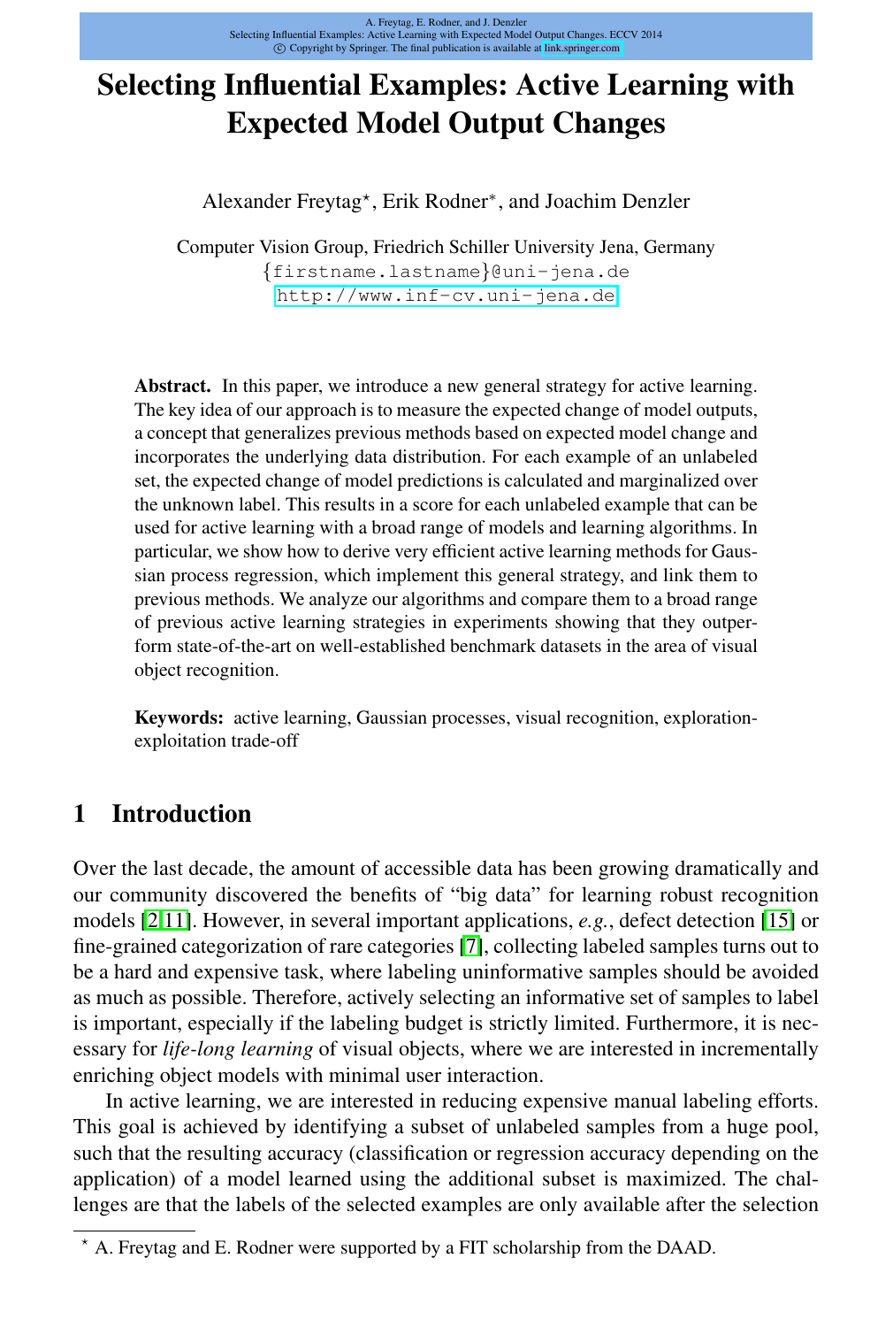# Selecting Influential Examples: Active Learning with Expected Model Output Changes

Alexander Freytag⋆, Erik Rodner⋆, and Joachim Denzler

Computer Vision Group, Friedrich Schiller University Jena, Germany
{firstname.lastname}@uni-jena.de
http://www.inf-cv.uni-jena.de

**Abstract.** In this paper, we introduce a new general strategy for active learning. The key idea of our approach is to measure the expected change of model outputs, a concept that generalizes previous methods based on expected model change and incorporates the underlying data distribution. For each example of an unlabeled set, the expected change of model predictions is calculated and marginalized over the unknown label. This results in a score for each unlabeled example that can be used for active learning with a broad range of models and learning algorithms. In particular, we show how to derive very efficient active learning methods for Gaussian process regression, which implement this general strategy, and link them to previous methods. We analyze our algorithms and compare them to a broad range of previous active learning strategies in experiments showing that they outperform state-of-the-art on well-established benchmark datasets in the area of visual object recognition.

**Keywords:** active learning, Gaussian processes, visual recognition, exploration-exploitation trade-off

## 1 Introduction

Over the last decade, the amount of accessible data has been growing dramatically and our community discovered the benefits of "big data" for learning robust recognition models [2,11]. However, in several important applications, *e.g.*, defect detection [15] or fine-grained categorization of rare categories [7], collecting labeled samples turns out to be a hard and expensive task, where labeling uninformative samples should be avoided as much as possible. Therefore, actively selecting an informative set of samples to label is important, especially if the labeling budget is strictly limited. Furthermore, it is necessary for *life-long learning* of visual objects, where we are interested in incrementally enriching object models with minimal user interaction.

In active learning, we are interested in reducing expensive manual labeling efforts. This goal is achieved by identifying a subset of unlabeled samples from a huge pool, such that the resulting accuracy (classification or regression accuracy depending on the application) of a model learned using the additional subset is maximized. The challenges are that the labels of the selected examples are only available after the selection

⋆ A. Freytag and E. Rodner were supported by a FIT scholarship from the DAAD.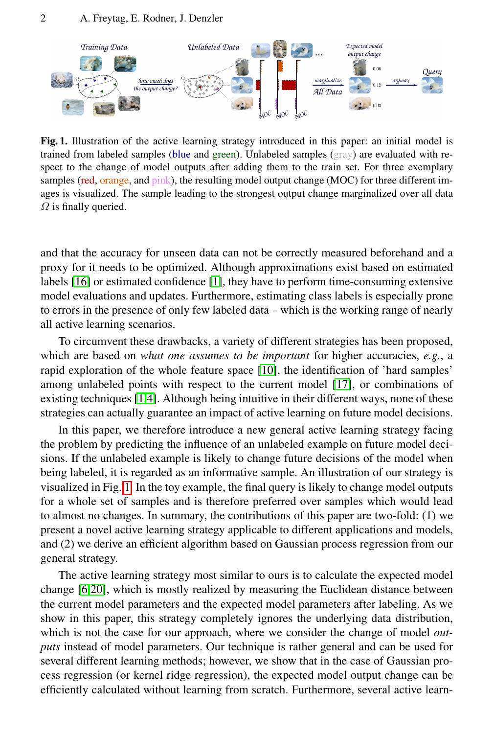**Fig. 1.** Illustration of the active learning strategy introduced in this paper: an initial model is trained from labeled samples (blue and green). Unlabeled samples (gray) are evaluated with respect to the change of model outputs after adding them to the train set. For three exemplary samples (red, orange, and pink), the resulting model output change (MOC) for three different images is visualized. The sample leading to the strongest output change marginalized over all data $\Omega$ is finally queried.

and that the accuracy for unseen data can not be correctly measured beforehand and a proxy for it needs to be optimized. Although approximations exist based on estimated labels [16] or estimated confidence [1], they have to perform time-consuming extensive model evaluations and updates. Furthermore, estimating class labels is especially prone to errors in the presence of only few labeled data – which is the working range of nearly all active learning scenarios.

To circumvent these drawbacks, a variety of different strategies has been proposed, which are based on *what one assumes to be important* for higher accuracies, *e.g.*, a rapid exploration of the whole feature space [10], the identification of 'hard samples' among unlabeled points with respect to the current model [17], or combinations of existing techniques [1,4]. Although being intuitive in their different ways, none of these strategies can actually guarantee an impact of active learning on future model decisions.

In this paper, we therefore introduce a new general active learning strategy facing the problem by predicting the influence of an unlabeled example on future model decisions. If the unlabeled example is likely to change future decisions of the model when being labeled, it is regarded as an informative sample. An illustration of our strategy is visualized in Fig. 1. In the toy example, the final query is likely to change model outputs for a whole set of samples and is therefore preferred over samples which would lead to almost no changes. In summary, the contributions of this paper are two-fold: (1) we present a novel active learning strategy applicable to different applications and models, and (2) we derive an efficient algorithm based on Gaussian process regression from our general strategy.

The active learning strategy most similar to ours is to calculate the expected model change [6,20], which is mostly realized by measuring the Euclidean distance between the current model parameters and the expected model parameters after labeling. As we show in this paper, this strategy completely ignores the underlying data distribution, which is not the case for our approach, where we consider the change of model *outputs* instead of model parameters. Our technique is rather general and can be used for several different learning methods; however, we show that in the case of Gaussian process regression (or kernel ridge regression), the expected model output change can be efficiently calculated without learning from scratch. Furthermore, several active learn-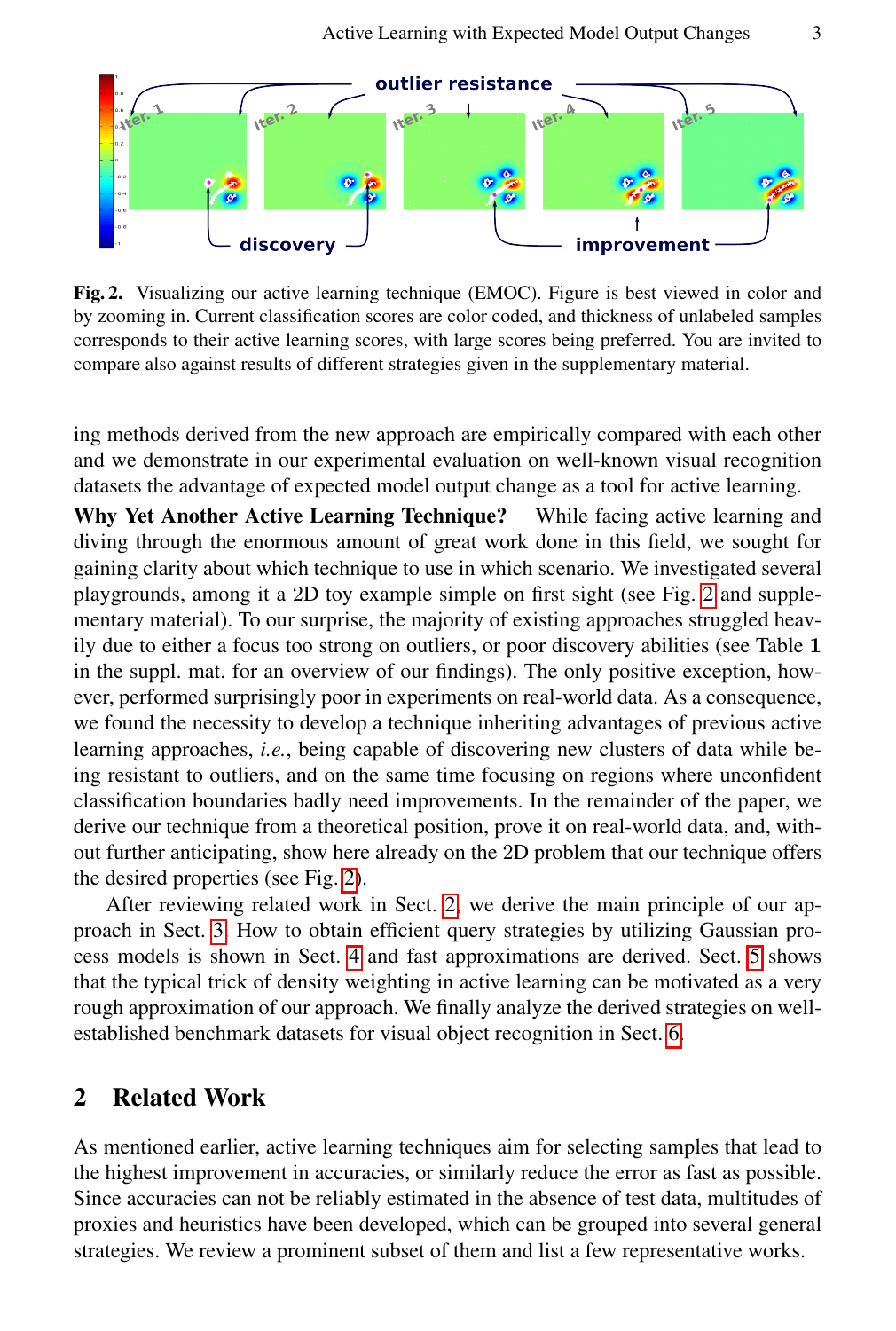Fig. 2. Visualizing our active learning technique (EMOC). Figure is best viewed in color and by zooming in. Current classification scores are color coded, and thickness of unlabeled samples corresponds to their active learning scores, with large scores being preferred. You are invited to compare also against results of different strategies given in the supplementary material.

ing methods derived from the new approach are empirically compared with each other and we demonstrate in our experimental evaluation on well-known visual recognition datasets the advantage of expected model output change as a tool for active learning.

**Why Yet Another Active Learning Technique?** While facing active learning and diving through the enormous amount of great work done in this field, we sought for gaining clarity about which technique to use in which scenario. We investigated several playgrounds, among it a 2D toy example simple on first sight (see Fig. 2 and supplementary material). To our surprise, the majority of existing approaches struggled heavily due to either a focus too strong on outliers, or poor discovery abilities (see Table **1** in the suppl. mat. for an overview of our findings). The only positive exception, however, performed surprisingly poor in experiments on real-world data. As a consequence, we found the necessity to develop a technique inheriting advantages of previous active learning approaches, *i.e.*, being capable of discovering new clusters of data while being resistant to outliers, and on the same time focusing on regions where unconfident classification boundaries badly need improvements. In the remainder of the paper, we derive our technique from a theoretical position, prove it on real-world data, and, without further anticipating, show here already on the 2D problem that our technique offers the desired properties (see Fig. 2).

After reviewing related work in Sect. 2, we derive the main principle of our approach in Sect. 3. How to obtain efficient query strategies by utilizing Gaussian process models is shown in Sect. 4 and fast approximations are derived. Sect. 5 shows that the typical trick of density weighting in active learning can be motivated as a very rough approximation of our approach. We finally analyze the derived strategies on well-established benchmark datasets for visual object recognition in Sect. 6.

## 2 Related Work

As mentioned earlier, active learning techniques aim for selecting samples that lead to the highest improvement in accuracies, or similarly reduce the error as fast as possible. Since accuracies can not be reliably estimated in the absence of test data, multitudes of proxies and heuristics have been developed, which can be grouped into several general strategies. We review a prominent subset of them and list a few representative works.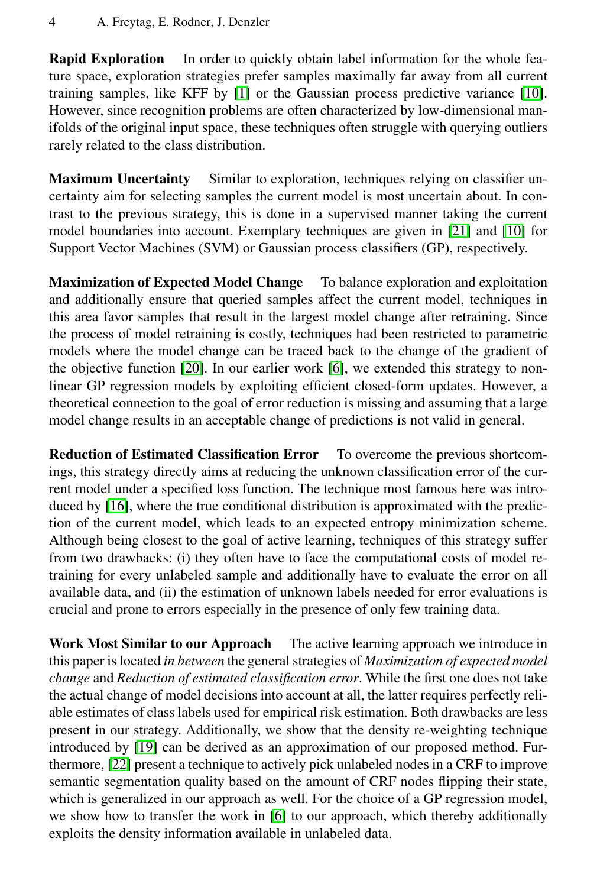**Rapid Exploration** In order to quickly obtain label information for the whole feature space, exploration strategies prefer samples maximally far away from all current training samples, like KFF by [1] or the Gaussian process predictive variance [10]. However, since recognition problems are often characterized by low-dimensional manifolds of the original input space, these techniques often struggle with querying outliers rarely related to the class distribution.

**Maximum Uncertainty** Similar to exploration, techniques relying on classifier uncertainty aim for selecting samples the current model is most uncertain about. In contrast to the previous strategy, this is done in a supervised manner taking the current model boundaries into account. Exemplary techniques are given in [21] and [10] for Support Vector Machines (SVM) or Gaussian process classifiers (GP), respectively.

**Maximization of Expected Model Change** To balance exploration and exploitation and additionally ensure that queried samples affect the current model, techniques in this area favor samples that result in the largest model change after retraining. Since the process of model retraining is costly, techniques had been restricted to parametric models where the model change can be traced back to the change of the gradient of the objective function [20]. In our earlier work [6], we extended this strategy to non-linear GP regression models by exploiting efficient closed-form updates. However, a theoretical connection to the goal of error reduction is missing and assuming that a large model change results in an acceptable change of predictions is not valid in general.

**Reduction of Estimated Classification Error** To overcome the previous shortcomings, this strategy directly aims at reducing the unknown classification error of the current model under a specified loss function. The technique most famous here was introduced by [16], where the true conditional distribution is approximated with the prediction of the current model, which leads to an expected entropy minimization scheme. Although being closest to the goal of active learning, techniques of this strategy suffer from two drawbacks: (i) they often have to face the computational costs of model retraining for every unlabeled sample and additionally have to evaluate the error on all available data, and (ii) the estimation of unknown labels needed for error evaluations is crucial and prone to errors especially in the presence of only few training data.

**Work Most Similar to our Approach** The active learning approach we introduce in this paper is located *in between* the general strategies of *Maximization of expected model change* and *Reduction of estimated classification error*. While the first one does not take the actual change of model decisions into account at all, the latter requires perfectly reliable estimates of class labels used for empirical risk estimation. Both drawbacks are less present in our strategy. Additionally, we show that the density re-weighting technique introduced by [19] can be derived as an approximation of our proposed method. Furthermore, [22] present a technique to actively pick unlabeled nodes in a CRF to improve semantic segmentation quality based on the amount of CRF nodes flipping their state, which is generalized in our approach as well. For the choice of a GP regression model, we show how to transfer the work in [6] to our approach, which thereby additionally exploits the density information available in unlabeled data.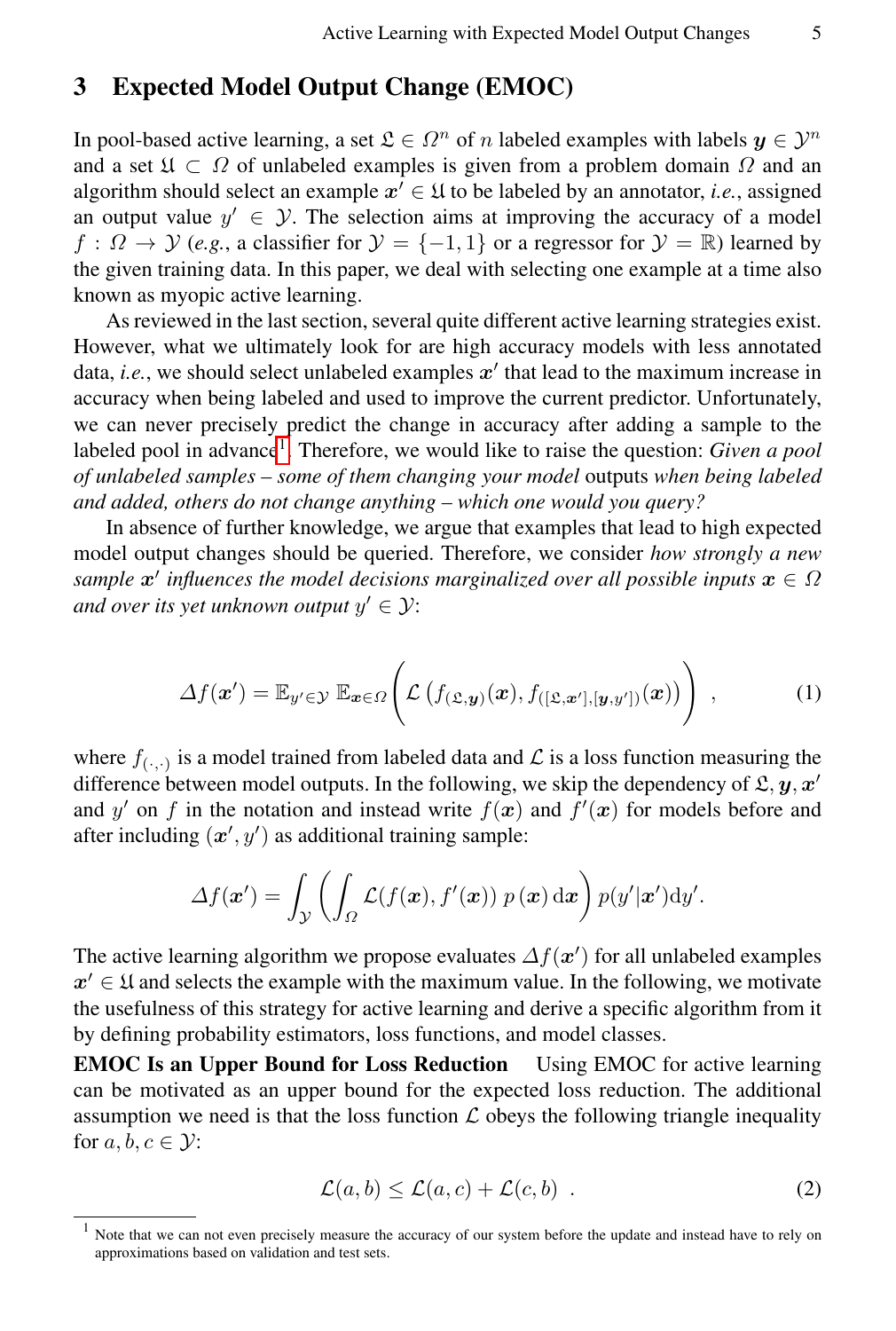## 3 Expected Model Output Change (EMOC)

In pool-based active learning, a set $\mathfrak{L} \in \Omega^n$ of $n$ labeled examples with labels $\boldsymbol{y} \in \mathcal{Y}^n$ and a set $\mathfrak{U} \subset \Omega$ of unlabeled examples is given from a problem domain $\Omega$ and an algorithm should select an example $\boldsymbol{x}' \in \mathfrak{U}$ to be labeled by an annotator, *i.e.*, assigned an output value $y' \in \mathcal{Y}$. The selection aims at improving the accuracy of a model $f : \Omega \to \mathcal{Y}$ (*e.g.*, a classifier for $\mathcal{Y} = \{-1, 1\}$ or a regressor for $\mathcal{Y} = \mathbb{R}$) learned by the given training data. In this paper, we deal with selecting one example at a time also known as myopic active learning.

As reviewed in the last section, several quite different active learning strategies exist. However, what we ultimately look for are high accuracy models with less annotated data, *i.e.*, we should select unlabeled examples $\boldsymbol{x}'$ that lead to the maximum increase in accuracy when being labeled and used to improve the current predictor. Unfortunately, we can never precisely predict the change in accuracy after adding a sample to the labeled pool in advance[1]. Therefore, we would like to raise the question: *Given a pool of unlabeled samples – some of them changing your model* outputs *when being labeled and added, others do not change anything – which one would you query?*

In absence of further knowledge, we argue that examples that lead to high expected model output changes should be queried. Therefore, we consider *how strongly a new sample $\boldsymbol{x}'$ influences the model decisions marginalized over all possible inputs $\boldsymbol{x} \in \Omega$ and over its yet unknown output $y' \in \mathcal{Y}$*:

$$\Delta f(\boldsymbol{x}') = \mathbb{E}_{y' \in \mathcal{Y}} \, \mathbb{E}_{\boldsymbol{x} \in \Omega} \left( \mathcal{L}\left( f_{(\mathfrak{L}, \boldsymbol{y})}(\boldsymbol{x}), f_{([\mathfrak{L}, \boldsymbol{x}'], [\boldsymbol{y}, y'])}(\boldsymbol{x}) \right) \right) \ , \tag{1}$$

where $f_{(\cdot,\cdot)}$ is a model trained from labeled data and $\mathcal{L}$ is a loss function measuring the difference between model outputs. In the following, we skip the dependency of $\mathfrak{L}, \boldsymbol{y}, \boldsymbol{x}'$ and $y'$ on $f$ in the notation and instead write $f(\boldsymbol{x})$ and $f'(\boldsymbol{x})$ for models before and after including $(\boldsymbol{x}', y')$ as additional training sample:

$$\Delta f(\boldsymbol{x}') = \int_{\mathcal{Y}} \left( \int_{\Omega} \mathcal{L}(f(\boldsymbol{x}), f'(\boldsymbol{x})) \, p(\boldsymbol{x}) \, \mathrm{d}\boldsymbol{x} \right) p(y'|\boldsymbol{x}') \mathrm{d}y'.$$

The active learning algorithm we propose evaluates $\Delta f(\boldsymbol{x}')$ for all unlabeled examples $\boldsymbol{x}' \in \mathfrak{U}$ and selects the example with the maximum value. In the following, we motivate the usefulness of this strategy for active learning and derive a specific algorithm from it by defining probability estimators, loss functions, and model classes.

**EMOC Is an Upper Bound for Loss Reduction** Using EMOC for active learning can be motivated as an upper bound for the expected loss reduction. The additional assumption we need is that the loss function $\mathcal{L}$ obeys the following triangle inequality for $a, b, c \in \mathcal{Y}$:

$$\mathcal{L}(a, b) \leq \mathcal{L}(a, c) + \mathcal{L}(c, b) \ . \tag{2}$$

[1] Note that we can not even precisely measure the accuracy of our system before the update and instead have to rely on approximations based on validation and test sets.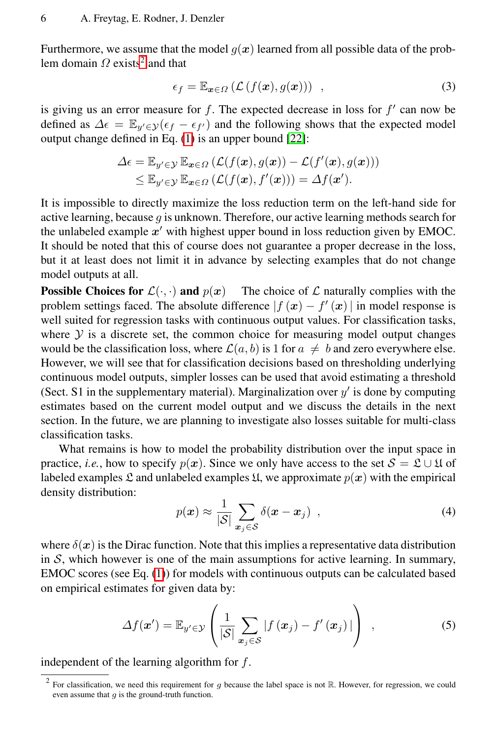Furthermore, we assume that the model $g(\boldsymbol{x})$ learned from all possible data of the problem domain $\Omega$ exists[2] and that

$$\epsilon_f = \mathbb{E}_{\boldsymbol{x}\in\Omega}\left(\mathcal{L}\left(f(\boldsymbol{x}), g(\boldsymbol{x})\right)\right) \quad , \tag{3}$$

is giving us an error measure for $f$. The expected decrease in loss for $f'$ can now be defined as $\Delta\epsilon = \mathbb{E}_{y'\in\mathcal{Y}}(\epsilon_f - \epsilon_{f'})$ and the following shows that the expected model output change defined in Eq. (1) is an upper bound [22]:

$$\begin{aligned}
\Delta\epsilon &= \mathbb{E}_{y'\in\mathcal{Y}}\,\mathbb{E}_{\boldsymbol{x}\in\Omega}\left(\mathcal{L}(f(\boldsymbol{x}), g(\boldsymbol{x})) - \mathcal{L}(f'(\boldsymbol{x}), g(\boldsymbol{x}))\right) \\
&\leq \mathbb{E}_{y'\in\mathcal{Y}}\,\mathbb{E}_{\boldsymbol{x}\in\Omega}\left(\mathcal{L}(f(\boldsymbol{x}), f'(\boldsymbol{x}))\right) = \Delta f(\boldsymbol{x}').
\end{aligned}$$

It is impossible to directly maximize the loss reduction term on the left-hand side for active learning, because $g$ is unknown. Therefore, our active learning methods search for the unlabeled example $\boldsymbol{x}'$ with highest upper bound in loss reduction given by EMOC. It should be noted that this of course does not guarantee a proper decrease in the loss, but it at least does not limit it in advance by selecting examples that do not change model outputs at all.

**Possible Choices for $\mathcal{L}(\cdot,\cdot)$ and $p(\boldsymbol{x})$** The choice of $\mathcal{L}$ naturally complies with the problem settings faced. The absolute difference $|f(\boldsymbol{x}) - f'(\boldsymbol{x})|$ in model response is well suited for regression tasks with continuous output values. For classification tasks, where $\mathcal{Y}$ is a discrete set, the common choice for measuring model output changes would be the classification loss, where $\mathcal{L}(a, b)$ is 1 for $a \neq b$ and zero everywhere else. However, we will see that for classification decisions based on thresholding underlying continuous model outputs, simpler losses can be used that avoid estimating a threshold (Sect. S1 in the supplementary material). Marginalization over $y'$ is done by computing estimates based on the current model output and we discuss the details in the next section. In the future, we are planning to investigate also losses suitable for multi-class classification tasks.

What remains is how to model the probability distribution over the input space in practice, *i.e.*, how to specify $p(\boldsymbol{x})$. Since we only have access to the set $\mathcal{S} = \mathfrak{L} \cup \mathfrak{U}$ of labeled examples $\mathfrak{L}$ and unlabeled examples $\mathfrak{U}$, we approximate $p(\boldsymbol{x})$ with the empirical density distribution:

$$p(\boldsymbol{x}) \approx \frac{1}{|\mathcal{S}|}\sum_{\boldsymbol{x}_j\in\mathcal{S}}\delta(\boldsymbol{x} - \boldsymbol{x}_j) \quad , \tag{4}$$

where $\delta(\boldsymbol{x})$ is the Dirac function. Note that this implies a representative data distribution in $\mathcal{S}$, which however is one of the main assumptions for active learning. In summary, EMOC scores (see Eq. (1)) for models with continuous outputs can be calculated based on empirical estimates for given data by:

$$\Delta f(\boldsymbol{x}') = \mathbb{E}_{y'\in\mathcal{Y}}\left(\frac{1}{|\mathcal{S}|}\sum_{\boldsymbol{x}_j\in\mathcal{S}}|f(\boldsymbol{x}_j) - f'(\boldsymbol{x}_j)|\right) \quad , \tag{5}$$

independent of the learning algorithm for $f$.

[2] For classification, we need this requirement for $g$ because the label space is not $\mathbb{R}$. However, for regression, we could even assume that $g$ is the ground-truth function.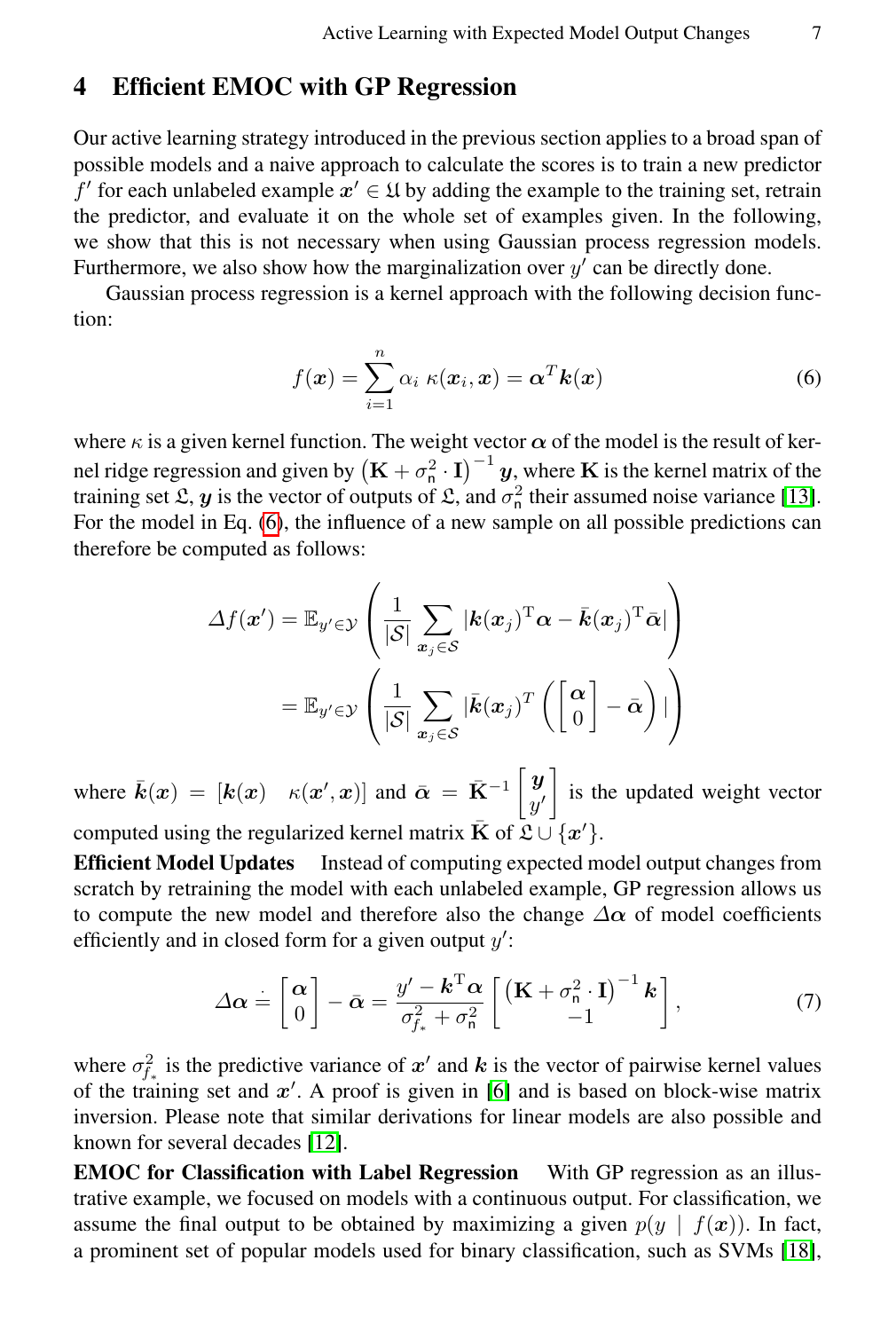## 4 Efficient EMOC with GP Regression

Our active learning strategy introduced in the previous section applies to a broad span of possible models and a naive approach to calculate the scores is to train a new predictor $f'$ for each unlabeled example $\boldsymbol{x}' \in \mathfrak{U}$ by adding the example to the training set, retrain the predictor, and evaluate it on the whole set of examples given. In the following, we show that this is not necessary when using Gaussian process regression models. Furthermore, we also show how the marginalization over $y'$ can be directly done.

Gaussian process regression is a kernel approach with the following decision function:

$$
f(\boldsymbol{x}) = \sum_{i=1}^{n} \alpha_i \ \kappa(\boldsymbol{x}_i, \boldsymbol{x}) = \boldsymbol{\alpha}^T \boldsymbol{k}(\boldsymbol{x}) \tag{6}
$$

where $\kappa$ is a given kernel function. The weight vector $\boldsymbol{\alpha}$ of the model is the result of kernel ridge regression and given by $\left(\mathbf{K} + \sigma_{\mathsf{n}}^2 \cdot \mathbf{I}\right)^{-1} \boldsymbol{y}$, where $\mathbf{K}$ is the kernel matrix of the training set $\mathfrak{L}$, $\boldsymbol{y}$ is the vector of outputs of $\mathfrak{L}$, and $\sigma_{\mathsf{n}}^2$ their assumed noise variance [13]. For the model in Eq. (6), the influence of a new sample on all possible predictions can therefore be computed as follows:

$$
\begin{aligned}
\Delta f(\boldsymbol{x}') &= \mathbb{E}_{y' \in \mathcal{Y}} \left( \frac{1}{|\mathcal{S}|} \sum_{\boldsymbol{x}_j \in \mathcal{S}} |\boldsymbol{k}(\boldsymbol{x}_j)^{\mathrm{T}} \boldsymbol{\alpha} - \bar{\boldsymbol{k}}(\boldsymbol{x}_j)^{\mathrm{T}} \bar{\boldsymbol{\alpha}}| \right) \\
&= \mathbb{E}_{y' \in \mathcal{Y}} \left( \frac{1}{|\mathcal{S}|} \sum_{\boldsymbol{x}_j \in \mathcal{S}} |\bar{\boldsymbol{k}}(\boldsymbol{x}_j)^T \left( \begin{bmatrix} \boldsymbol{\alpha} \\ 0 \end{bmatrix} - \bar{\boldsymbol{\alpha}} \right)| \right)
\end{aligned}
$$

where $\bar{\boldsymbol{k}}(\boldsymbol{x}) = [\boldsymbol{k}(\boldsymbol{x}) \quad \kappa(\boldsymbol{x}', \boldsymbol{x})]$ and $\bar{\boldsymbol{\alpha}} = \bar{\mathbf{K}}^{-1} \begin{bmatrix} \boldsymbol{y} \\ y' \end{bmatrix}$ is the updated weight vector computed using the regularized kernel matrix $\bar{\mathbf{K}}$ of $\mathfrak{L} \cup \{\boldsymbol{x}'\}$.

**Efficient Model Updates** Instead of computing expected model output changes from scratch by retraining the model with each unlabeled example, GP regression allows us to compute the new model and therefore also the change $\Delta \boldsymbol{\alpha}$ of model coefficients efficiently and in closed form for a given output $y'$:

$$
\Delta \boldsymbol{\alpha} \doteq \begin{bmatrix} \boldsymbol{\alpha} \\ 0 \end{bmatrix} - \bar{\boldsymbol{\alpha}} = \frac{y' - \boldsymbol{k}^{\mathrm{T}} \boldsymbol{\alpha}}{\sigma_{f_*}^2 + \sigma_{\mathsf{n}}^2} \begin{bmatrix} \left(\mathbf{K} + \sigma_{\mathsf{n}}^2 \cdot \mathbf{I}\right)^{-1} \boldsymbol{k} \\ -1 \end{bmatrix}, \tag{7}
$$

where $\sigma_{f_*}^2$ is the predictive variance of $\boldsymbol{x}'$ and $\boldsymbol{k}$ is the vector of pairwise kernel values of the training set and $\boldsymbol{x}'$. A proof is given in [6] and is based on block-wise matrix inversion. Please note that similar derivations for linear models are also possible and known for several decades [12].

**EMOC for Classification with Label Regression** With GP regression as an illustrative example, we focused on models with a continuous output. For classification, we assume the final output to be obtained by maximizing a given $p(y \mid f(\boldsymbol{x}))$. In fact, a prominent set of popular models used for binary classification, such as SVMs [18],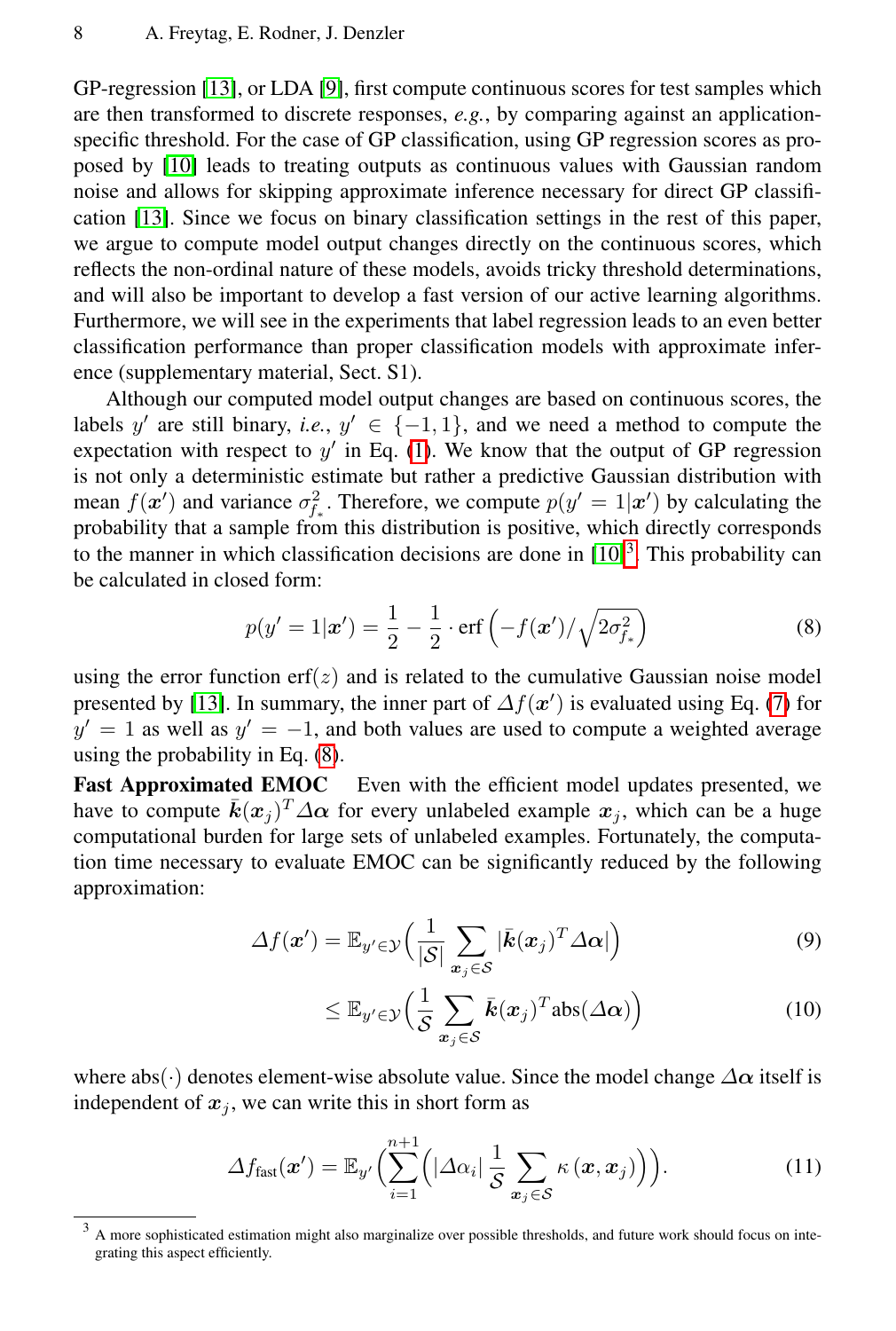GP-regression [13], or LDA [9], first compute continuous scores for test samples which are then transformed to discrete responses, *e.g.*, by comparing against an application-specific threshold. For the case of GP classification, using GP regression scores as proposed by [10] leads to treating outputs as continuous values with Gaussian random noise and allows for skipping approximate inference necessary for direct GP classification [13]. Since we focus on binary classification settings in the rest of this paper, we argue to compute model output changes directly on the continuous scores, which reflects the non-ordinal nature of these models, avoids tricky threshold determinations, and will also be important to develop a fast version of our active learning algorithms. Furthermore, we will see in the experiments that label regression leads to an even better classification performance than proper classification models with approximate inference (supplementary material, Sect. S1).

Although our computed model output changes are based on continuous scores, the labels $y'$ are still binary, *i.e.*, $y' \in \{-1, 1\}$, and we need a method to compute the expectation with respect to $y'$ in Eq. (1). We know that the output of GP regression is not only a deterministic estimate but rather a predictive Gaussian distribution with mean $f(\boldsymbol{x}')$ and variance $\sigma^2_{f_*}$. Therefore, we compute $p(y' = 1|\boldsymbol{x}')$ by calculating the probability that a sample from this distribution is positive, which directly corresponds to the manner in which classification decisions are done in [10][3]. This probability can be calculated in closed form:

$$p(y' = 1|\boldsymbol{x}') = \frac{1}{2} - \frac{1}{2} \cdot \operatorname{erf}\left(-f(\boldsymbol{x}')/\sqrt{2\sigma^2_{f_*}}\right) \tag{8}$$

using the error function $\operatorname{erf}(z)$ and is related to the cumulative Gaussian noise model presented by [13]. In summary, the inner part of $\Delta f(\boldsymbol{x}')$ is evaluated using Eq. (7) for $y' = 1$ as well as $y' = -1$, and both values are used to compute a weighted average using the probability in Eq. (8).

**Fast Approximated EMOC** Even with the efficient model updates presented, we have to compute $\bar{\boldsymbol{k}}(\boldsymbol{x}_j)^T \Delta\boldsymbol{\alpha}$ for every unlabeled example $\boldsymbol{x}_j$, which can be a huge computational burden for large sets of unlabeled examples. Fortunately, the computation time necessary to evaluate EMOC can be significantly reduced by the following approximation:

$$\Delta f(\boldsymbol{x}') = \mathbb{E}_{y' \in \mathcal{Y}} \Big( \frac{1}{|\mathcal{S}|} \sum_{\boldsymbol{x}_j \in \mathcal{S}} |\bar{\boldsymbol{k}}(\boldsymbol{x}_j)^T \Delta\boldsymbol{\alpha}| \Big) \tag{9}$$

$$\leq \mathbb{E}_{y' \in \mathcal{Y}} \Big( \frac{1}{\mathcal{S}} \sum_{\boldsymbol{x}_j \in \mathcal{S}} \bar{\boldsymbol{k}}(\boldsymbol{x}_j)^T \operatorname{abs}(\Delta\boldsymbol{\alpha}) \Big) \tag{10}$$

where $\operatorname{abs}(\cdot)$ denotes element-wise absolute value. Since the model change $\Delta\boldsymbol{\alpha}$ itself is independent of $\boldsymbol{x}_j$, we can write this in short form as

$$\Delta f_{\text{fast}}(\boldsymbol{x}') = \mathbb{E}_{y'} \Big( \sum_{i=1}^{n+1} \Big( |\Delta\alpha_i| \, \frac{1}{\mathcal{S}} \sum_{\boldsymbol{x}_j \in \mathcal{S}} \kappa\left(\boldsymbol{x}, \boldsymbol{x}_j\right) \Big) \Big). \tag{11}$$

[3] A more sophisticated estimation might also marginalize over possible thresholds, and future work should focus on integrating this aspect efficiently.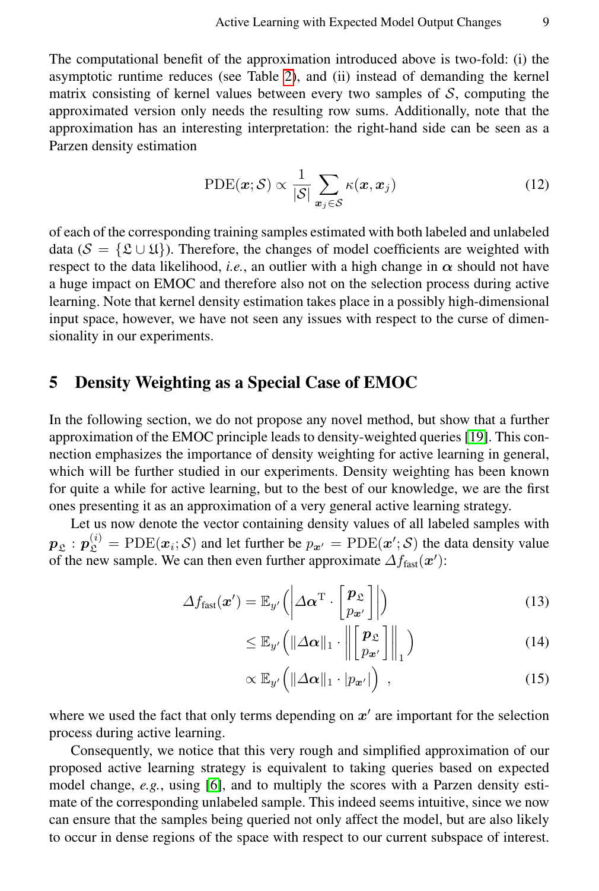The computational benefit of the approximation introduced above is two-fold: (i) the asymptotic runtime reduces (see Table 2), and (ii) instead of demanding the kernel matrix consisting of kernel values between every two samples of $\mathcal{S}$, computing the approximated version only needs the resulting row sums. Additionally, note that the approximation has an interesting interpretation: the right-hand side can be seen as a Parzen density estimation

$$\mathrm{PDE}(\boldsymbol{x};\mathcal{S}) \propto \frac{1}{|\mathcal{S}|} \sum_{\boldsymbol{x}_j \in \mathcal{S}} \kappa(\boldsymbol{x}, \boldsymbol{x}_j) \tag{12}$$

of each of the corresponding training samples estimated with both labeled and unlabeled data ($\mathcal{S} = \{\mathfrak{L} \cup \mathfrak{U}\}$). Therefore, the changes of model coefficients are weighted with respect to the data likelihood, *i.e.*, an outlier with a high change in $\boldsymbol{\alpha}$ should not have a huge impact on EMOC and therefore also not on the selection process during active learning. Note that kernel density estimation takes place in a possibly high-dimensional input space, however, we have not seen any issues with respect to the curse of dimensionality in our experiments.

## 5 Density Weighting as a Special Case of EMOC

In the following section, we do not propose any novel method, but show that a further approximation of the EMOC principle leads to density-weighted queries [19]. This connection emphasizes the importance of density weighting for active learning in general, which will be further studied in our experiments. Density weighting has been known for quite a while for active learning, but to the best of our knowledge, we are the first ones presenting it as an approximation of a very general active learning strategy.

Let us now denote the vector containing density values of all labeled samples with $\boldsymbol{p}_{\mathfrak{L}} : \boldsymbol{p}_{\mathfrak{L}}^{(i)} = \mathrm{PDE}(\boldsymbol{x}_i; \mathcal{S})$ and let further be $p_{\boldsymbol{x}'} = \mathrm{PDE}(\boldsymbol{x}'; \mathcal{S})$ the data density value of the new sample. We can then even further approximate $\Delta f_{\text{fast}}(\boldsymbol{x}')$:

$$\Delta f_{\text{fast}}(\boldsymbol{x}') = \mathbb{E}_{y'}\left( \left| \Delta\boldsymbol{\alpha}^{\mathrm{T}} \cdot \begin{bmatrix} \boldsymbol{p}_{\mathfrak{L}} \\ p_{\boldsymbol{x}'} \end{bmatrix} \right| \right) \tag{13}$$

$$\leq \mathbb{E}_{y'}\left( \|\Delta\boldsymbol{\alpha}\|_1 \cdot \left\| \begin{bmatrix} \boldsymbol{p}_{\mathfrak{L}} \\ p_{\boldsymbol{x}'} \end{bmatrix} \right\|_1 \right) \tag{14}$$

$$\propto \mathbb{E}_{y'}\left( \|\Delta\boldsymbol{\alpha}\|_1 \cdot |p_{\boldsymbol{x}'}| \right) \;, \tag{15}$$

where we used the fact that only terms depending on $\boldsymbol{x}'$ are important for the selection process during active learning.

Consequently, we notice that this very rough and simplified approximation of our proposed active learning strategy is equivalent to taking queries based on expected model change, *e.g.*, using [6], and to multiply the scores with a Parzen density estimate of the corresponding unlabeled sample. This indeed seems intuitive, since we now can ensure that the samples being queried not only affect the model, but are also likely to occur in dense regions of the space with respect to our current subspace of interest.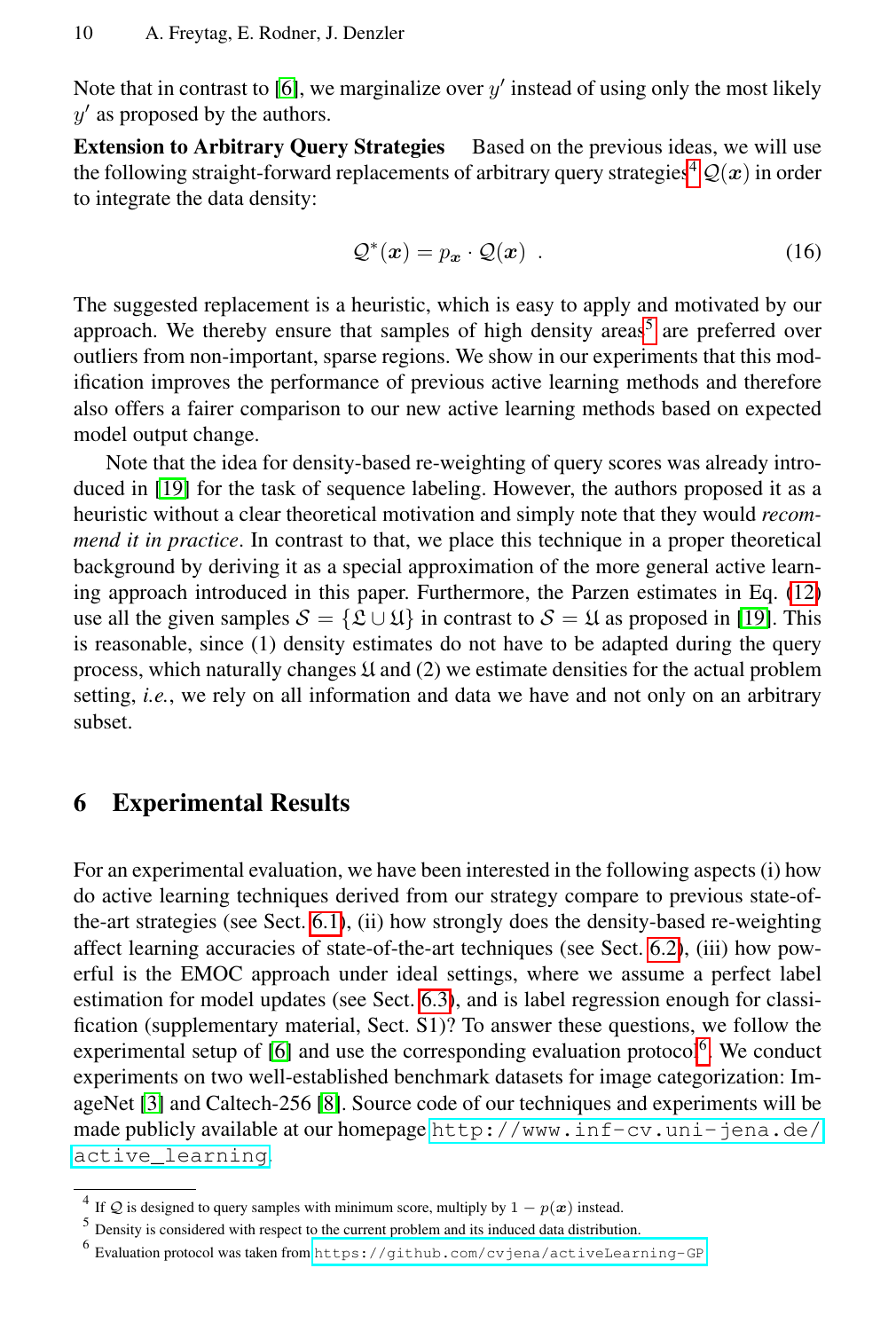Note that in contrast to [6], we marginalize over $y'$ instead of using only the most likely $y'$ as proposed by the authors.

**Extension to Arbitrary Query Strategies** Based on the previous ideas, we will use the following straight-forward replacements of arbitrary query strategies[4] $\mathcal{Q}(\boldsymbol{x})$ in order to integrate the data density:

$$\mathcal{Q}^*(\boldsymbol{x}) = p_{\boldsymbol{x}} \cdot \mathcal{Q}(\boldsymbol{x}) \ . \tag{16}$$

The suggested replacement is a heuristic, which is easy to apply and motivated by our approach. We thereby ensure that samples of high density areas[5] are preferred over outliers from non-important, sparse regions. We show in our experiments that this modification improves the performance of previous active learning methods and therefore also offers a fairer comparison to our new active learning methods based on expected model output change.

Note that the idea for density-based re-weighting of query scores was already introduced in [19] for the task of sequence labeling. However, the authors proposed it as a heuristic without a clear theoretical motivation and simply note that they would *recommend it in practice*. In contrast to that, we place this technique in a proper theoretical background by deriving it as a special approximation of the more general active learning approach introduced in this paper. Furthermore, the Parzen estimates in Eq. (12) use all the given samples $\mathcal{S} = \{\mathfrak{L} \cup \mathfrak{U}\}$ in contrast to $\mathcal{S} = \mathfrak{U}$ as proposed in [19]. This is reasonable, since (1) density estimates do not have to be adapted during the query process, which naturally changes $\mathfrak{U}$ and (2) we estimate densities for the actual problem setting, *i.e.*, we rely on all information and data we have and not only on an arbitrary subset.

## 6 Experimental Results

For an experimental evaluation, we have been interested in the following aspects (i) how do active learning techniques derived from our strategy compare to previous state-of-the-art strategies (see Sect. 6.1), (ii) how strongly does the density-based re-weighting affect learning accuracies of state-of-the-art techniques (see Sect. 6.2), (iii) how powerful is the EMOC approach under ideal settings, where we assume a perfect label estimation for model updates (see Sect. 6.3), and is label regression enough for classification (supplementary material, Sect. S1)? To answer these questions, we follow the experimental setup of [6] and use the corresponding evaluation protocol[6]. We conduct experiments on two well-established benchmark datasets for image categorization: ImageNet [3] and Caltech-256 [8]. Source code of our techniques and experiments will be made publicly available at our homepage http://www.inf-cv.uni-jena.de/active_learning.

---

[4] If $\mathcal{Q}$ is designed to query samples with minimum score, multiply by $1 - p(\boldsymbol{x})$ instead.

[5] Density is considered with respect to the current problem and its induced data distribution.

[6] Evaluation protocol was taken from https://github.com/cvjena/activeLearning-GP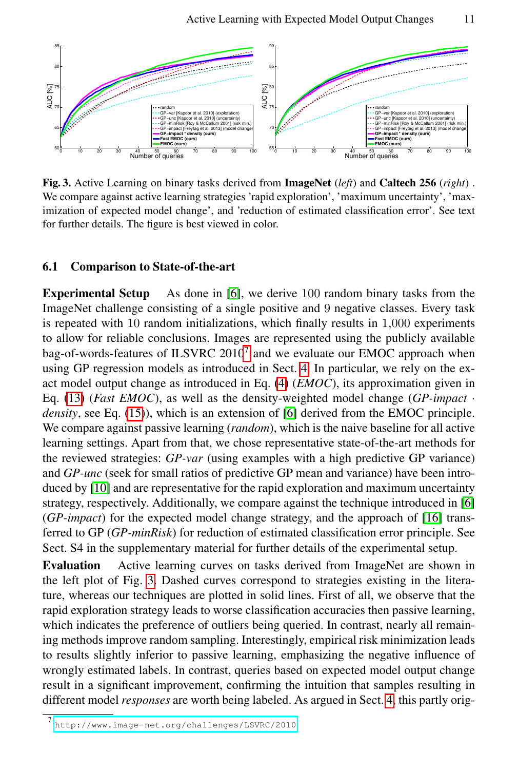**Fig. 3.** Active Learning on binary tasks derived from **ImageNet** (*left*) and **Caltech 256** (*right*) . We compare against active learning strategies 'rapid exploration', 'maximum uncertainty', 'maximization of expected model change', and 'reduction of estimated classification error'. See text for further details. The figure is best viewed in color.

### 6.1 Comparison to State-of-the-art

**Experimental Setup** As done in [6], we derive 100 random binary tasks from the ImageNet challenge consisting of a single positive and 9 negative classes. Every task is repeated with 10 random initializations, which finally results in 1,000 experiments to allow for reliable conclusions. Images are represented using the publicly available bag-of-words-features of ILSVRC 2010[7] and we evaluate our EMOC approach when using GP regression models as introduced in Sect. 4. In particular, we rely on the exact model output change as introduced in Eq. (4) (*EMOC*), its approximation given in Eq. (13) (*Fast EMOC*), as well as the density-weighted model change (*GP-impact* $\cdot$ *density*, see Eq. (15)), which is an extension of [6] derived from the EMOC principle. We compare against passive learning (*random*), which is the naive baseline for all active learning settings. Apart from that, we chose representative state-of-the-art methods for the reviewed strategies: *GP-var* (using examples with a high predictive GP variance) and *GP-unc* (seek for small ratios of predictive GP mean and variance) have been introduced by [10] and are representative for the rapid exploration and maximum uncertainty strategy, respectively. Additionally, we compare against the technique introduced in [6] (*GP-impact*) for the expected model change strategy, and the approach of [16] transferred to GP (*GP-minRisk*) for reduction of estimated classification error principle. See Sect. S4 in the supplementary material for further details of the experimental setup.

**Evaluation** Active learning curves on tasks derived from ImageNet are shown in the left plot of Fig. 3. Dashed curves correspond to strategies existing in the literature, whereas our techniques are plotted in solid lines. First of all, we observe that the rapid exploration strategy leads to worse classification accuracies then passive learning, which indicates the preference of outliers being queried. In contrast, nearly all remaining methods improve random sampling. Interestingly, empirical risk minimization leads to results slightly inferior to passive learning, emphasizing the negative influence of wrongly estimated labels. In contrast, queries based on expected model output change result in a significant improvement, confirming the intuition that samples resulting in different model *responses* are worth being labeled. As argued in Sect. 4, this partly orig-

[7] http://www.image-net.org/challenges/LSVRC/2010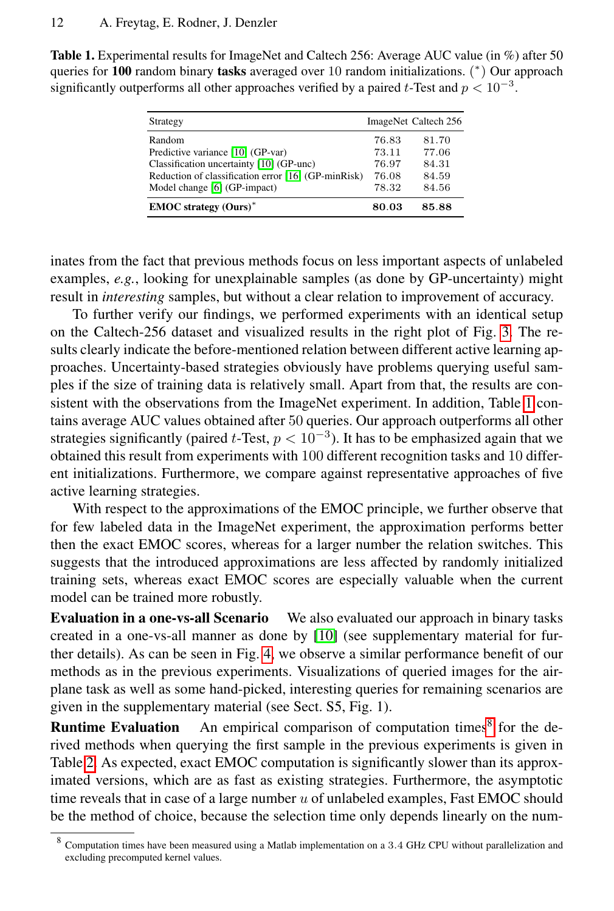**Table 1.** Experimental results for ImageNet and Caltech 256: Average AUC value (in %) after 50 queries for **100** random binary **tasks** averaged over 10 random initializations. (*) Our approach significantly outperforms all other approaches verified by a paired $t$-Test and $p < 10^{-3}$.

| Strategy | ImageNet | Caltech 256 |
|---|---|---|
| Random | 76.83 | 81.70 |
| Predictive variance [10] (GP-var) | 73.11 | 77.06 |
| Classification uncertainty [10] (GP-unc) | 76.97 | 84.31 |
| Reduction of classification error [16] (GP-minRisk) | 76.08 | 84.59 |
| Model change [6] (GP-impact) | 78.32 | 84.56 |
| **EMOC strategy (Ours)*** | **80.03** | **85.88** |

inates from the fact that previous methods focus on less important aspects of unlabeled examples, *e.g.*, looking for unexplainable samples (as done by GP-uncertainty) might result in *interesting* samples, but without a clear relation to improvement of accuracy.

To further verify our findings, we performed experiments with an identical setup on the Caltech-256 dataset and visualized results in the right plot of Fig. 3. The results clearly indicate the before-mentioned relation between different active learning approaches. Uncertainty-based strategies obviously have problems querying useful samples if the size of training data is relatively small. Apart from that, the results are consistent with the observations from the ImageNet experiment. In addition, Table 1 contains average AUC values obtained after 50 queries. Our approach outperforms all other strategies significantly (paired $t$-Test, $p < 10^{-3}$). It has to be emphasized again that we obtained this result from experiments with 100 different recognition tasks and 10 different initializations. Furthermore, we compare against representative approaches of five active learning strategies.

With respect to the approximations of the EMOC principle, we further observe that for few labeled data in the ImageNet experiment, the approximation performs better then the exact EMOC scores, whereas for a larger number the relation switches. This suggests that the introduced approximations are less affected by randomly initialized training sets, whereas exact EMOC scores are especially valuable when the current model can be trained more robustly.

**Evaluation in a one-vs-all Scenario** We also evaluated our approach in binary tasks created in a one-vs-all manner as done by [10] (see supplementary material for further details). As can be seen in Fig. 4, we observe a similar performance benefit of our methods as in the previous experiments. Visualizations of queried images for the airplane task as well as some hand-picked, interesting queries for remaining scenarios are given in the supplementary material (see Sect. S5, Fig. 1).

**Runtime Evaluation** An empirical comparison of computation times[8] for the derived methods when querying the first sample in the previous experiments is given in Table 2. As expected, exact EMOC computation is significantly slower than its approximated versions, which are as fast as existing strategies. Furthermore, the asymptotic time reveals that in case of a large number $u$ of unlabeled examples, Fast EMOC should be the method of choice, because the selection time only depends linearly on the num-

[8] Computation times have been measured using a Matlab implementation on a 3.4 GHz CPU without parallelization and excluding precomputed kernel values.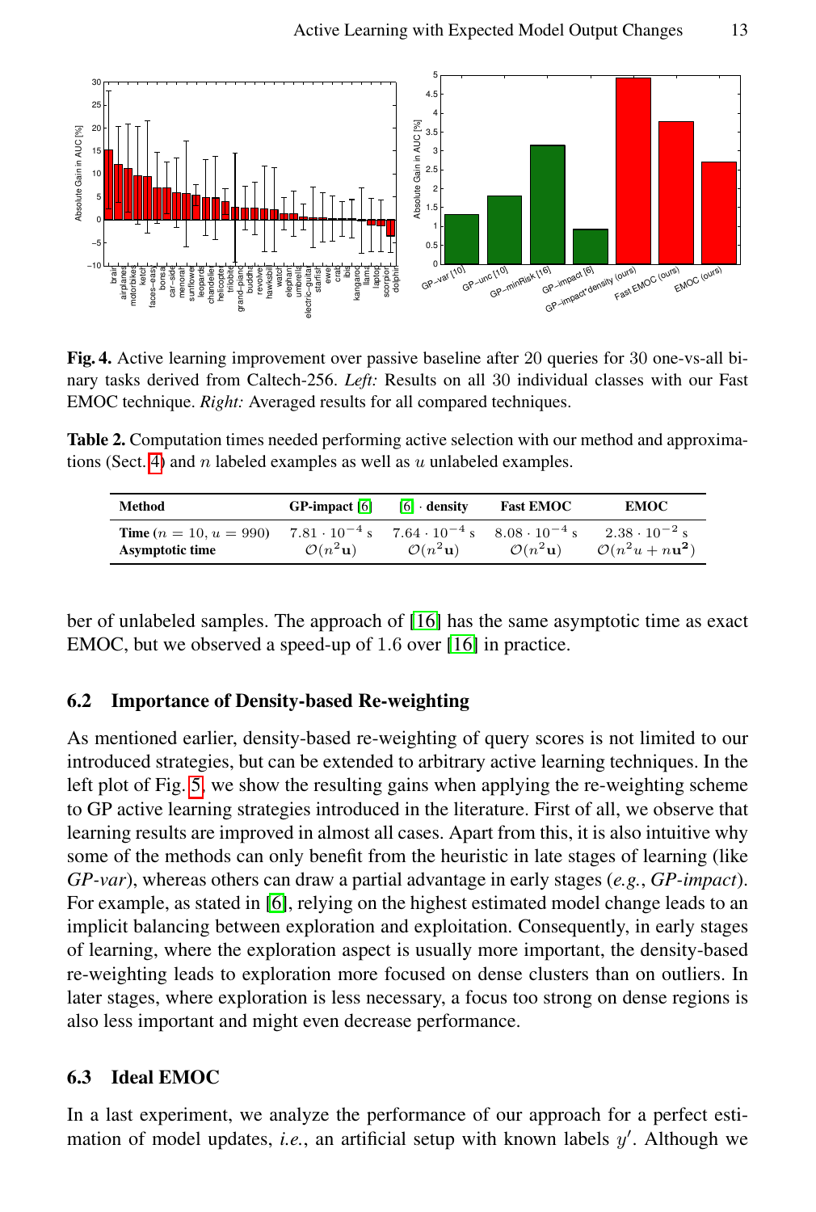**Fig. 4.** Active learning improvement over passive baseline after 20 queries for 30 one-vs-all binary tasks derived from Caltech-256. *Left:* Results on all 30 individual classes with our Fast EMOC technique. *Right:* Averaged results for all compared techniques.

**Table 2.** Computation times needed performing active selection with our method and approximations (Sect. 4) and $n$ labeled examples as well as $u$ unlabeled examples.

| Method | GP-impact [6] | [6] · density | Fast EMOC | EMOC |
|---|---|---|---|---|
| **Time** ($n = 10$, $u = 990$) | $7.81 \cdot 10^{-4}$ s | $7.64 \cdot 10^{-4}$ s | $8.08 \cdot 10^{-4}$ s | $2.38 \cdot 10^{-2}$ s |
| **Asymptotic time** | $\mathcal{O}(n^2\mathbf{u})$ | $\mathcal{O}(n^2\mathbf{u})$ | $\mathcal{O}(n^2\mathbf{u})$ | $\mathcal{O}(n^2u + n\mathbf{u^2})$ |

ber of unlabeled samples. The approach of [16] has the same asymptotic time as exact EMOC, but we observed a speed-up of 1.6 over [16] in practice.

### 6.2 Importance of Density-based Re-weighting

As mentioned earlier, density-based re-weighting of query scores is not limited to our introduced strategies, but can be extended to arbitrary active learning techniques. In the left plot of Fig. 5, we show the resulting gains when applying the re-weighting scheme to GP active learning strategies introduced in the literature. First of all, we observe that learning results are improved in almost all cases. Apart from this, it is also intuitive why some of the methods can only benefit from the heuristic in late stages of learning (like *GP-var*), whereas others can draw a partial advantage in early stages (*e.g.*, *GP-impact*). For example, as stated in [6], relying on the highest estimated model change leads to an implicit balancing between exploration and exploitation. Consequently, in early stages of learning, where the exploration aspect is usually more important, the density-based re-weighting leads to exploration more focused on dense clusters than on outliers. In later stages, where exploration is less necessary, a focus too strong on dense regions is also less important and might even decrease performance.

### 6.3 Ideal EMOC

In a last experiment, we analyze the performance of our approach for a perfect estimation of model updates, *i.e.*, an artificial setup with known labels $y'$. Although we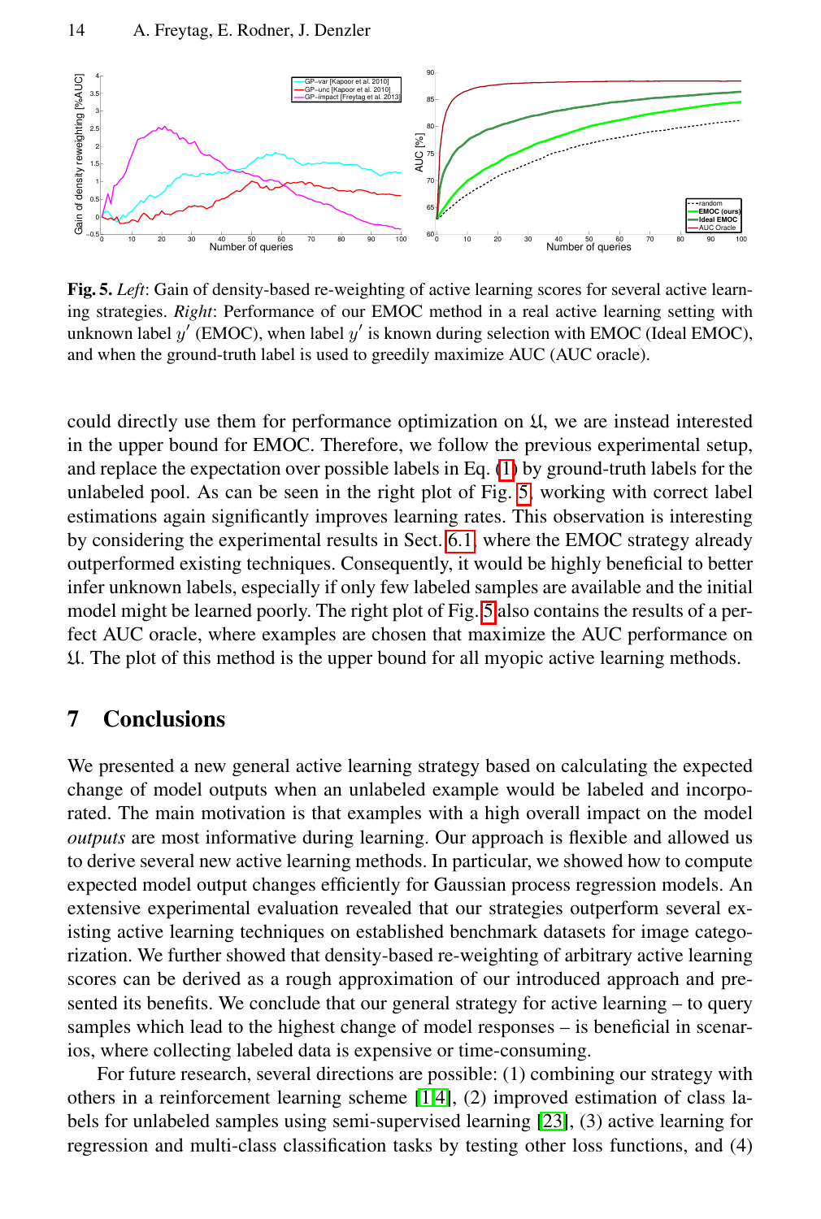**Fig. 5.** *Left*: Gain of density-based re-weighting of active learning scores for several active learning strategies. *Right*: Performance of our EMOC method in a real active learning setting with unknown label $y'$ (EMOC), when label $y'$ is known during selection with EMOC (Ideal EMOC), and when the ground-truth label is used to greedily maximize AUC (AUC oracle).

could directly use them for performance optimization on $\mathfrak{U}$, we are instead interested in the upper bound for EMOC. Therefore, we follow the previous experimental setup, and replace the expectation over possible labels in Eq. (1) by ground-truth labels for the unlabeled pool. As can be seen in the right plot of Fig. 5, working with correct label estimations again significantly improves learning rates. This observation is interesting by considering the experimental results in Sect. 6.1, where the EMOC strategy already outperformed existing techniques. Consequently, it would be highly beneficial to better infer unknown labels, especially if only few labeled samples are available and the initial model might be learned poorly. The right plot of Fig. 5 also contains the results of a perfect AUC oracle, where examples are chosen that maximize the AUC performance on $\mathfrak{U}$. The plot of this method is the upper bound for all myopic active learning methods.

## 7 Conclusions

We presented a new general active learning strategy based on calculating the expected change of model outputs when an unlabeled example would be labeled and incorporated. The main motivation is that examples with a high overall impact on the model *outputs* are most informative during learning. Our approach is flexible and allowed us to derive several new active learning methods. In particular, we showed how to compute expected model output changes efficiently for Gaussian process regression models. An extensive experimental evaluation revealed that our strategies outperform several existing active learning techniques on established benchmark datasets for image categorization. We further showed that density-based re-weighting of arbitrary active learning scores can be derived as a rough approximation of our introduced approach and presented its benefits. We conclude that our general strategy for active learning – to query samples which lead to the highest change of model responses – is beneficial in scenarios, where collecting labeled data is expensive or time-consuming.

For future research, several directions are possible: (1) combining our strategy with others in a reinforcement learning scheme [1,4], (2) improved estimation of class labels for unlabeled samples using semi-supervised learning [23], (3) active learning for regression and multi-class classification tasks by testing other loss functions, and (4)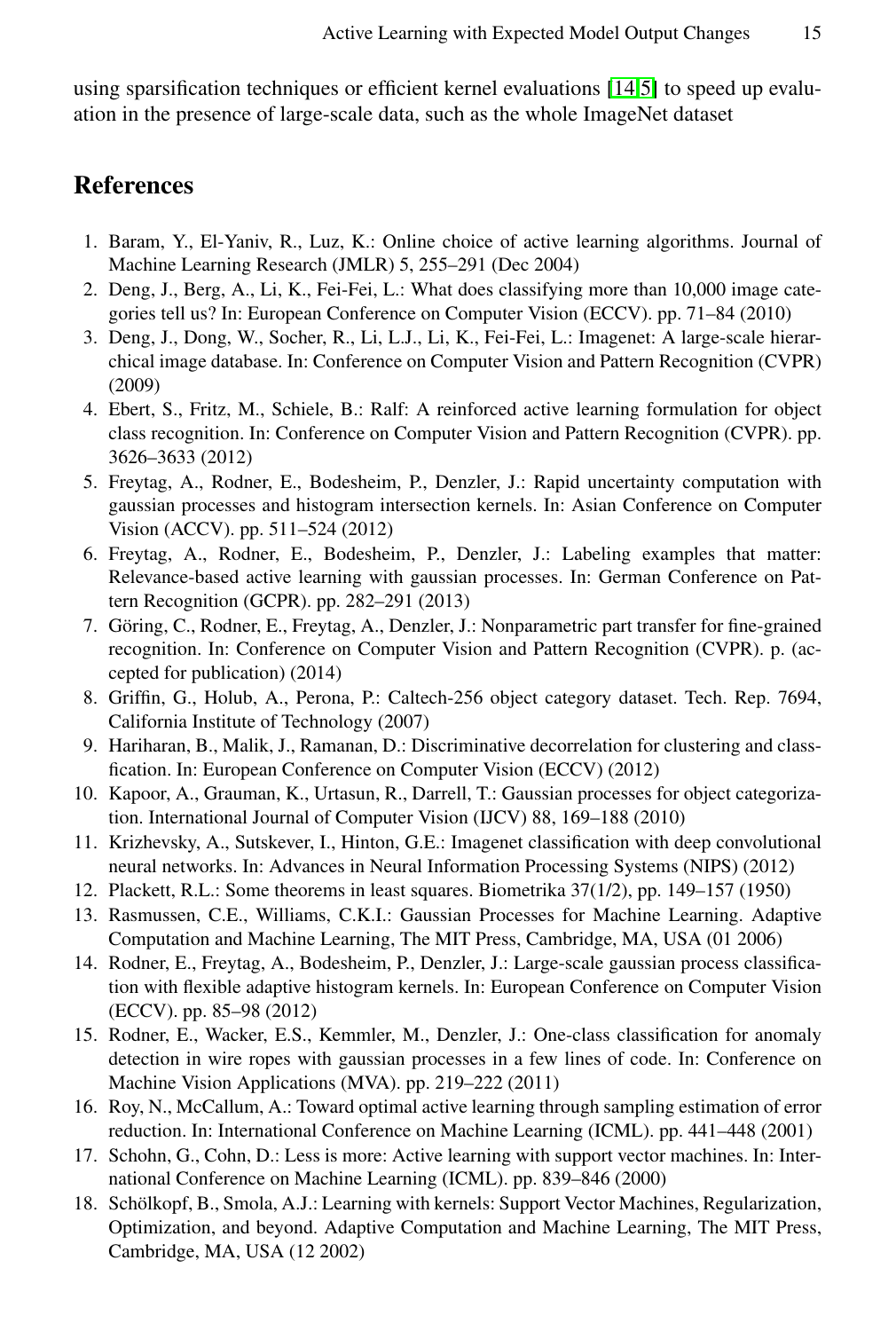using sparsification techniques or efficient kernel evaluations [14,5] to speed up evaluation in the presence of large-scale data, such as the whole ImageNet dataset

## References

1. Baram, Y., El-Yaniv, R., Luz, K.: Online choice of active learning algorithms. Journal of Machine Learning Research (JMLR) 5, 255–291 (Dec 2004)
2. Deng, J., Berg, A., Li, K., Fei-Fei, L.: What does classifying more than 10,000 image categories tell us? In: European Conference on Computer Vision (ECCV). pp. 71–84 (2010)
3. Deng, J., Dong, W., Socher, R., Li, L.J., Li, K., Fei-Fei, L.: Imagenet: A large-scale hierarchical image database. In: Conference on Computer Vision and Pattern Recognition (CVPR) (2009)
4. Ebert, S., Fritz, M., Schiele, B.: Ralf: A reinforced active learning formulation for object class recognition. In: Conference on Computer Vision and Pattern Recognition (CVPR). pp. 3626–3633 (2012)
5. Freytag, A., Rodner, E., Bodesheim, P., Denzler, J.: Rapid uncertainty computation with gaussian processes and histogram intersection kernels. In: Asian Conference on Computer Vision (ACCV). pp. 511–524 (2012)
6. Freytag, A., Rodner, E., Bodesheim, P., Denzler, J.: Labeling examples that matter: Relevance-based active learning with gaussian processes. In: German Conference on Pattern Recognition (GCPR). pp. 282–291 (2013)
7. Göring, C., Rodner, E., Freytag, A., Denzler, J.: Nonparametric part transfer for fine-grained recognition. In: Conference on Computer Vision and Pattern Recognition (CVPR). p. (accepted for publication) (2014)
8. Griffin, G., Holub, A., Perona, P.: Caltech-256 object category dataset. Tech. Rep. 7694, California Institute of Technology (2007)
9. Hariharan, B., Malik, J., Ramanan, D.: Discriminative decorrelation for clustering and classification. In: European Conference on Computer Vision (ECCV) (2012)
10. Kapoor, A., Grauman, K., Urtasun, R., Darrell, T.: Gaussian processes for object categorization. International Journal of Computer Vision (IJCV) 88, 169–188 (2010)
11. Krizhevsky, A., Sutskever, I., Hinton, G.E.: Imagenet classification with deep convolutional neural networks. In: Advances in Neural Information Processing Systems (NIPS) (2012)
12. Plackett, R.L.: Some theorems in least squares. Biometrika 37(1/2), pp. 149–157 (1950)
13. Rasmussen, C.E., Williams, C.K.I.: Gaussian Processes for Machine Learning. Adaptive Computation and Machine Learning, The MIT Press, Cambridge, MA, USA (01 2006)
14. Rodner, E., Freytag, A., Bodesheim, P., Denzler, J.: Large-scale gaussian process classification with flexible adaptive histogram kernels. In: European Conference on Computer Vision (ECCV). pp. 85–98 (2012)
15. Rodner, E., Wacker, E.S., Kemmler, M., Denzler, J.: One-class classification for anomaly detection in wire ropes with gaussian processes in a few lines of code. In: Conference on Machine Vision Applications (MVA). pp. 219–222 (2011)
16. Roy, N., McCallum, A.: Toward optimal active learning through sampling estimation of error reduction. In: International Conference on Machine Learning (ICML). pp. 441–448 (2001)
17. Schohn, G., Cohn, D.: Less is more: Active learning with support vector machines. In: International Conference on Machine Learning (ICML). pp. 839–846 (2000)
18. Schölkopf, B., Smola, A.J.: Learning with kernels: Support Vector Machines, Regularization, Optimization, and beyond. Adaptive Computation and Machine Learning, The MIT Press, Cambridge, MA, USA (12 2002)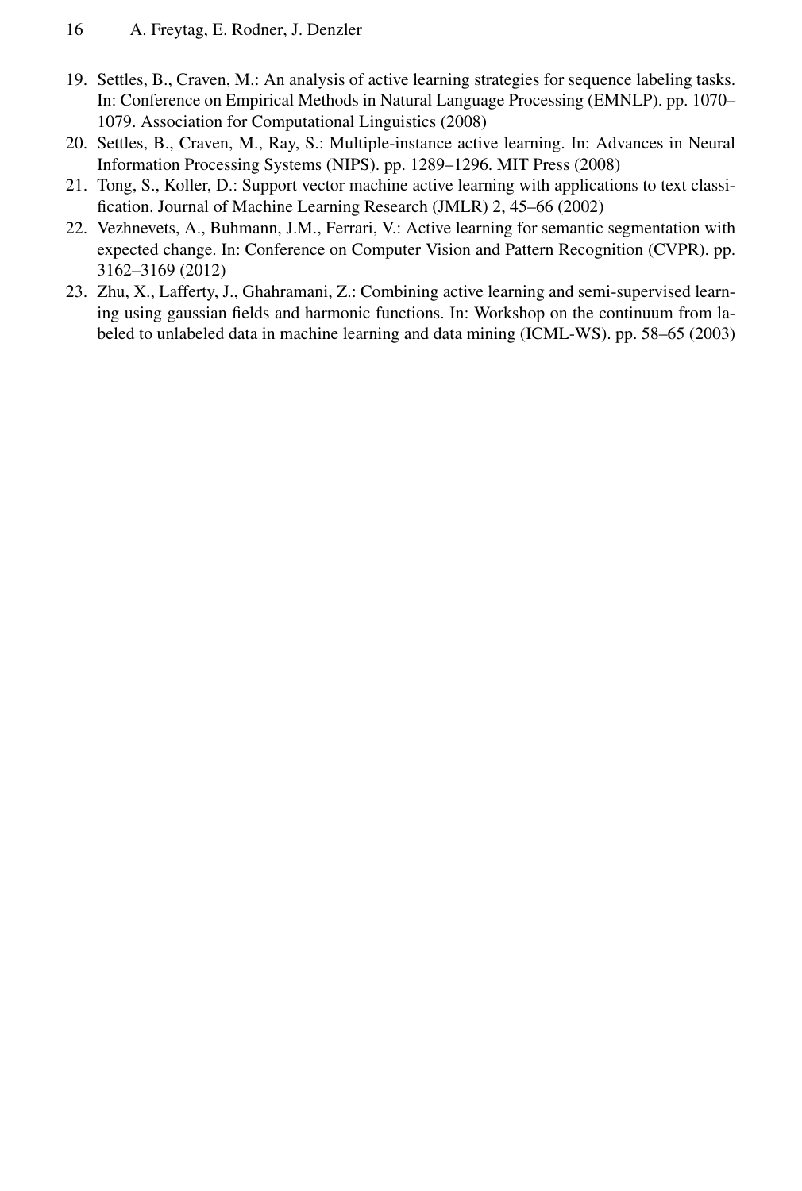19. Settles, B., Craven, M.: An analysis of active learning strategies for sequence labeling tasks. In: Conference on Empirical Methods in Natural Language Processing (EMNLP). pp. 1070–1079. Association for Computational Linguistics (2008)
20. Settles, B., Craven, M., Ray, S.: Multiple-instance active learning. In: Advances in Neural Information Processing Systems (NIPS). pp. 1289–1296. MIT Press (2008)
21. Tong, S., Koller, D.: Support vector machine active learning with applications to text classification. Journal of Machine Learning Research (JMLR) 2, 45–66 (2002)
22. Vezhnevets, A., Buhmann, J.M., Ferrari, V.: Active learning for semantic segmentation with expected change. In: Conference on Computer Vision and Pattern Recognition (CVPR). pp. 3162–3169 (2012)
23. Zhu, X., Lafferty, J., Ghahramani, Z.: Combining active learning and semi-supervised learning using gaussian fields and harmonic functions. In: Workshop on the continuum from labeled to unlabeled data in machine learning and data mining (ICML-WS). pp. 58–65 (2003)